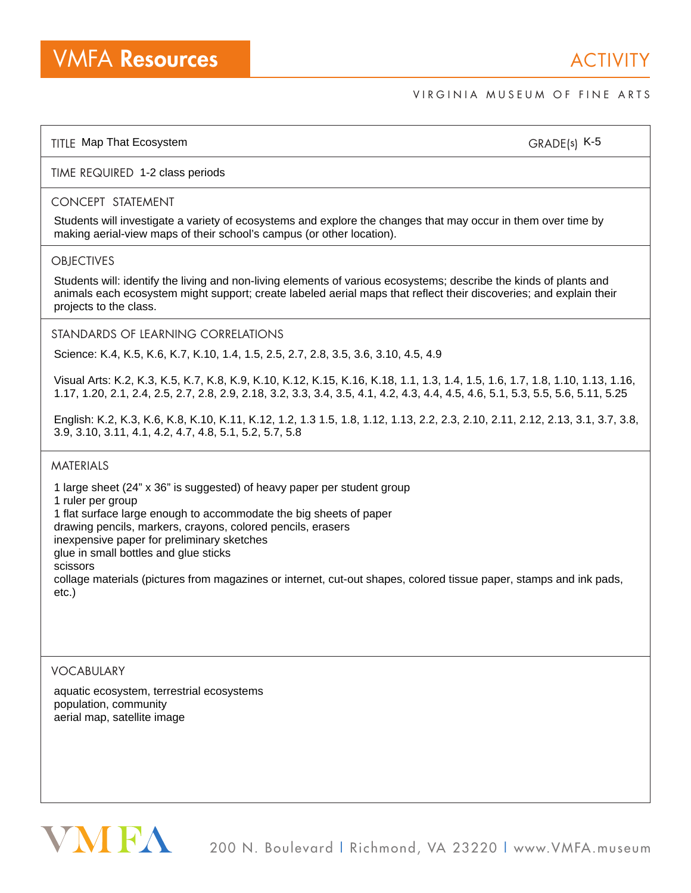# VMFA Resources

## ACTIVITY

VIRGINIA MUSEUM OF FINE ARTS

**TITLE** Map That Ecosystem

**GRADE(s)** K-5

**TIME REQUIRED** 1-2 class periods

### CONCEPT STATEMENT

Students will investigate a variety of ecosystems and explore the changes that may occur in them over time by making aerial-view maps of their school's campus (or other location).

### OBJECTIVES

Students will: identify the living and non-living elements of various ecosystems; describe the kinds of plants and animals each ecosystem might support; create labeled aerial maps that reflect their discoveries; and explain their projects to the class.

### STANDARDS OF LEARNING CORRELATIONS

Science: K.4, K.5, K.6, K.7, K.10, 1.4, 1.5, 2.5, 2.7, 2.8, 3.5, 3.6, 3.10, 4.5, 4.9

Visual Arts: K.2, K.3, K.5, K.7, K.8, K.9, K.10, K.12, K.15, K.16, K.18, 1.1, 1.3, 1.4, 1.5, 1.6, 1.7, 1.8, 1.10, 1.13, 1.16, 1.17, 1.20, 2.1, 2.4, 2.5, 2.7, 2.8, 2.9, 2.18, 3.2, 3.3, 3.4, 3.5, 4.1, 4.2, 4.3, 4.4, 4.5, 4.6, 5.1, 5.3, 5.5, 5.6, 5.11, 5.25

English: K.2, K.3, K.6, K.8, K.10, K.11, K.12, 1.2, 1.3 1.5, 1.8, 1.12, 1.13, 2.2, 2.3, 2.10, 2.11, 2.12, 2.13, 3.1, 3.7, 3.8, 3.9, 3.10, 3.11, 4.1, 4.2, 4.7, 4.8, 5.1, 5.2, 5.7, 5.8

### MATERIALS

1 large sheet (24" x 36" is suggested) of heavy paper per student group
1 ruler per group
1 flat surface large enough to accommodate the big sheets of paper
drawing pencils, markers, crayons, colored pencils, erasers
inexpensive paper for preliminary sketches
glue in small bottles and glue sticks
scissors
collage materials (pictures from magazines or internet, cut-out shapes, colored tissue paper, stamps and ink pads, etc.)

### VOCABULARY

aquatic ecosystem, terrestrial ecosystems
population, community
aerial map, satellite image

VMFA 200 N. Boulevard | Richmond, VA 23220 | www.VMFA.museum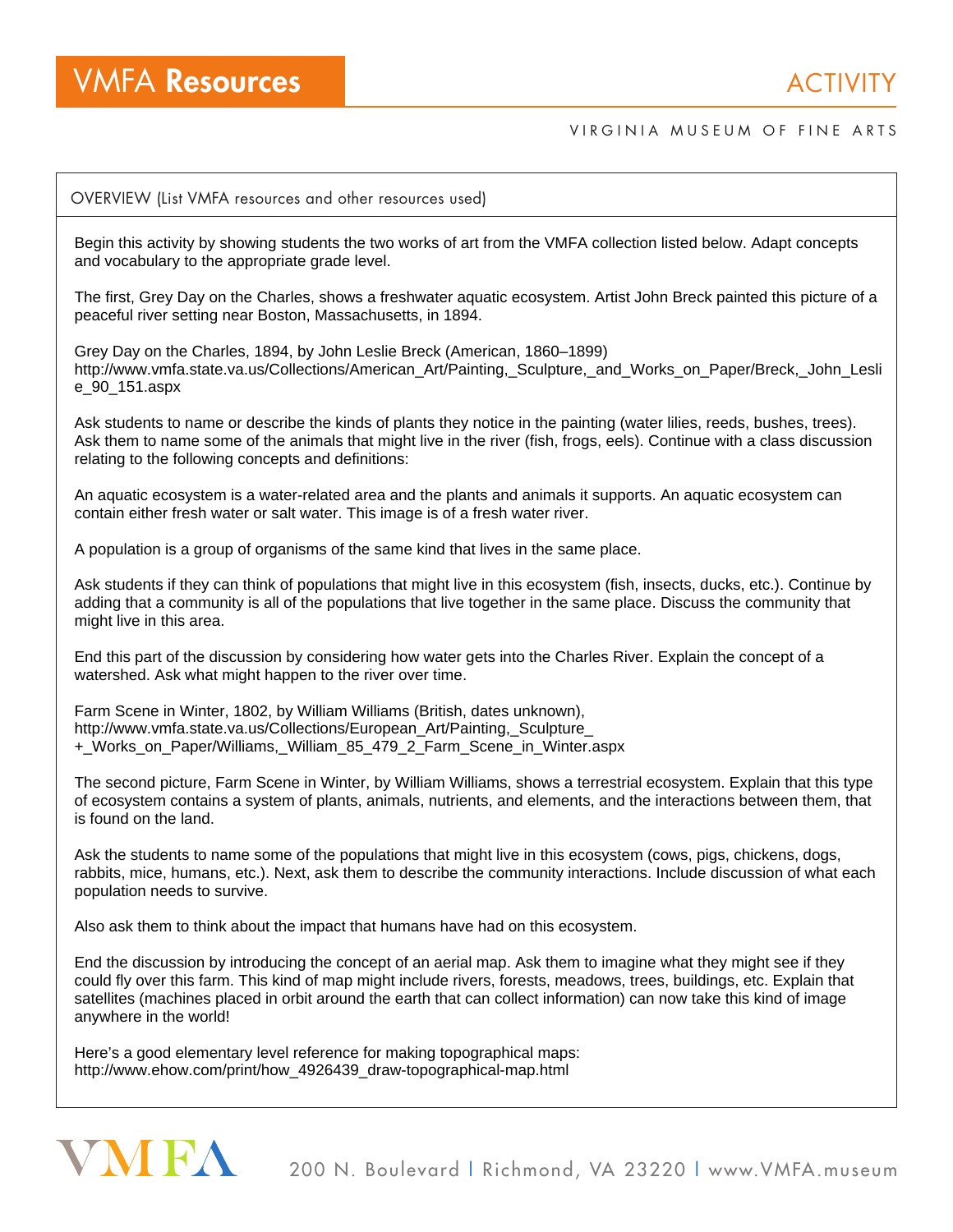OVERVIEW (List VMFA resources and other resources used)

Begin this activity by showing students the two works of art from the VMFA collection listed below. Adapt concepts and vocabulary to the appropriate grade level.

The first, Grey Day on the Charles, shows a freshwater aquatic ecosystem. Artist John Breck painted this picture of a peaceful river setting near Boston, Massachusetts, in 1894.

Grey Day on the Charles, 1894, by John Leslie Breck (American, 1860–1899)
http://www.vmfa.state.va.us/Collections/American_Art/Painting,_Sculpture,_and_Works_on_Paper/Breck,_John_Leslie_90_151.aspx

Ask students to name or describe the kinds of plants they notice in the painting (water lilies, reeds, bushes, trees). Ask them to name some of the animals that might live in the river (fish, frogs, eels). Continue with a class discussion relating to the following concepts and definitions:

An aquatic ecosystem is a water-related area and the plants and animals it supports. An aquatic ecosystem can contain either fresh water or salt water. This image is of a fresh water river.

A population is a group of organisms of the same kind that lives in the same place.

Ask students if they can think of populations that might live in this ecosystem (fish, insects, ducks, etc.). Continue by adding that a community is all of the populations that live together in the same place. Discuss the community that might live in this area.

End this part of the discussion by considering how water gets into the Charles River. Explain the concept of a watershed. Ask what might happen to the river over time.

Farm Scene in Winter, 1802, by William Williams (British, dates unknown),
http://www.vmfa.state.va.us/Collections/European_Art/Painting,_Sculpture_+_Works_on_Paper/Williams,_William_85_479_2_Farm_Scene_in_Winter.aspx

The second picture, Farm Scene in Winter, by William Williams, shows a terrestrial ecosystem. Explain that this type of ecosystem contains a system of plants, animals, nutrients, and elements, and the interactions between them, that is found on the land.

Ask the students to name some of the populations that might live in this ecosystem (cows, pigs, chickens, dogs, rabbits, mice, humans, etc.). Next, ask them to describe the community interactions. Include discussion of what each population needs to survive.

Also ask them to think about the impact that humans have had on this ecosystem.

End the discussion by introducing the concept of an aerial map. Ask them to imagine what they might see if they could fly over this farm. This kind of map might include rivers, forests, meadows, trees, buildings, etc. Explain that satellites (machines placed in orbit around the earth that can collect information) can now take this kind of image anywhere in the world!

Here's a good elementary level reference for making topographical maps:
http://www.ehow.com/print/how_4926439_draw-topographical-map.html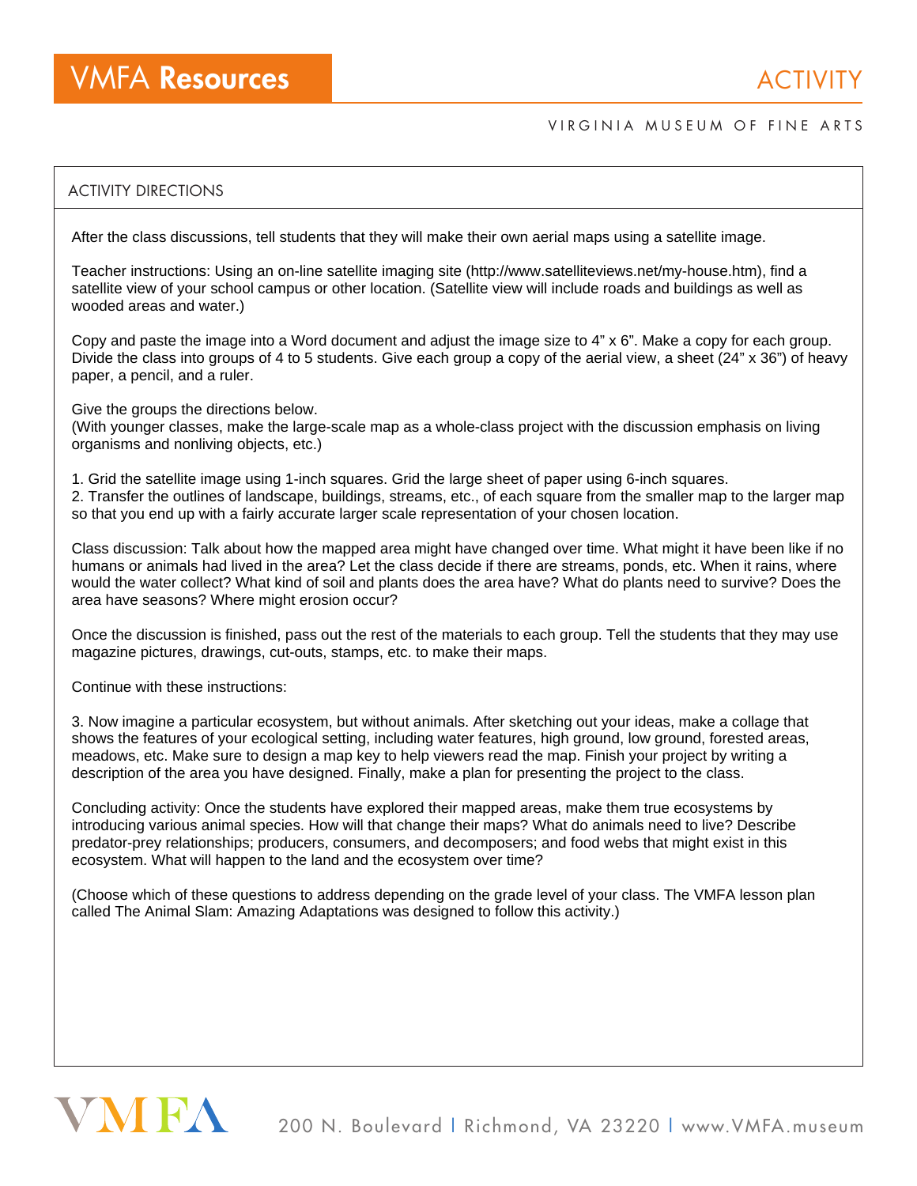## ACTIVITY DIRECTIONS

After the class discussions, tell students that they will make their own aerial maps using a satellite image.

Teacher instructions: Using an on-line satellite imaging site (http://www.satelliteviews.net/my-house.htm), find a satellite view of your school campus or other location. (Satellite view will include roads and buildings as well as wooded areas and water.)

Copy and paste the image into a Word document and adjust the image size to 4" x 6". Make a copy for each group. Divide the class into groups of 4 to 5 students. Give each group a copy of the aerial view, a sheet (24" x 36") of heavy paper, a pencil, and a ruler.

Give the groups the directions below.
(With younger classes, make the large-scale map as a whole-class project with the discussion emphasis on living organisms and nonliving objects, etc.)

1. Grid the satellite image using 1-inch squares. Grid the large sheet of paper using 6-inch squares.
2. Transfer the outlines of landscape, buildings, streams, etc., of each square from the smaller map to the larger map so that you end up with a fairly accurate larger scale representation of your chosen location.

Class discussion: Talk about how the mapped area might have changed over time. What might it have been like if no humans or animals had lived in the area? Let the class decide if there are streams, ponds, etc. When it rains, where would the water collect? What kind of soil and plants does the area have? What do plants need to survive? Does the area have seasons? Where might erosion occur?

Once the discussion is finished, pass out the rest of the materials to each group. Tell the students that they may use magazine pictures, drawings, cut-outs, stamps, etc. to make their maps.

Continue with these instructions:

3. Now imagine a particular ecosystem, but without animals. After sketching out your ideas, make a collage that shows the features of your ecological setting, including water features, high ground, low ground, forested areas, meadows, etc. Make sure to design a map key to help viewers read the map. Finish your project by writing a description of the area you have designed. Finally, make a plan for presenting the project to the class.

Concluding activity: Once the students have explored their mapped areas, make them true ecosystems by introducing various animal species. How will that change their maps? What do animals need to live? Describe predator-prey relationships; producers, consumers, and decomposers; and food webs that might exist in this ecosystem. What will happen to the land and the ecosystem over time?

(Choose which of these questions to address depending on the grade level of your class. The VMFA lesson plan called The Animal Slam: Amazing Adaptations was designed to follow this activity.)